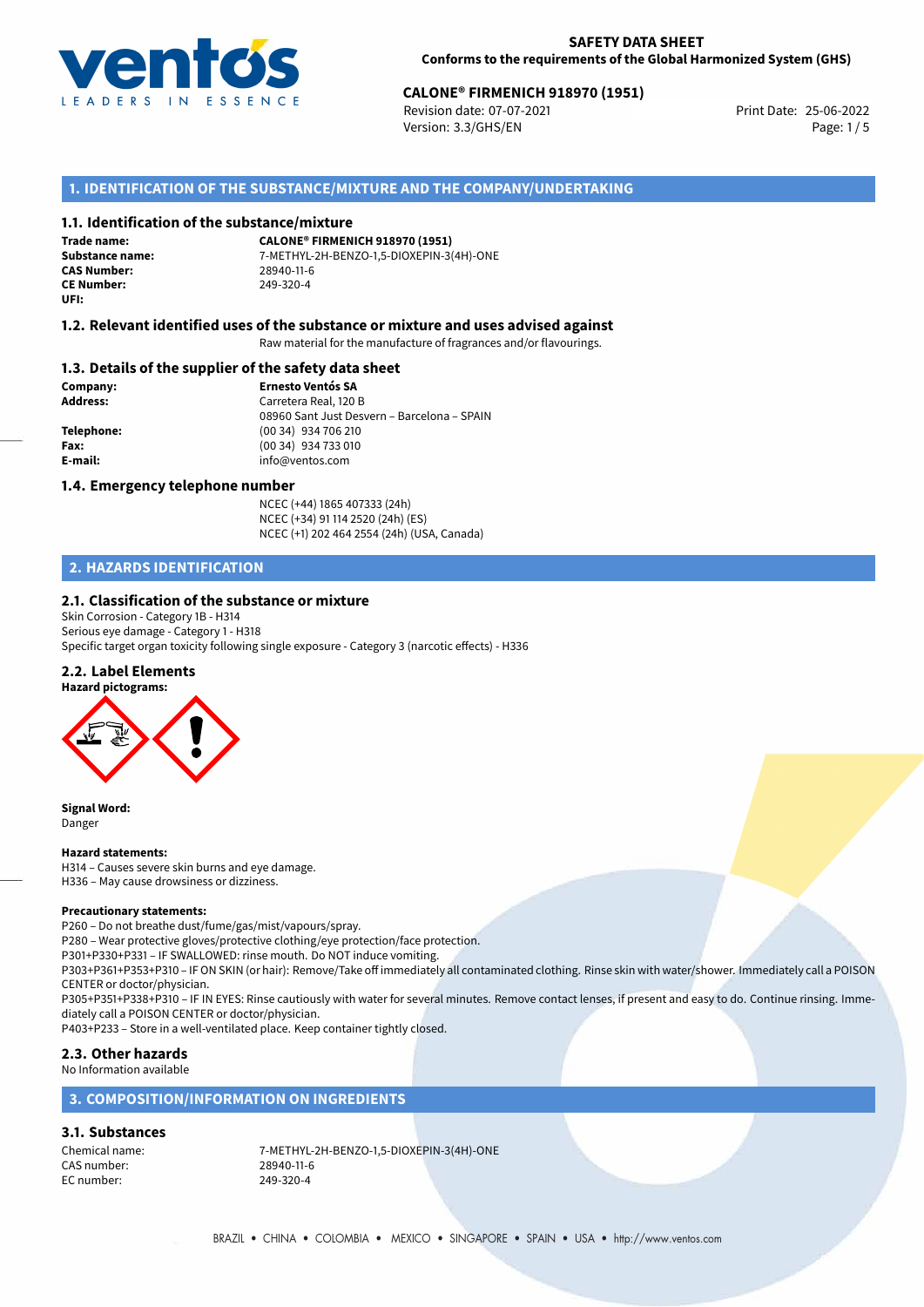**SAFETY DATA SHEET**
**Conforms to the requirements of the Global Harmonized System (GHS)**

**CALONE® FIRMENICH 918970 (1951)**
Revision date: 07-07-2021
Version: 3.3/GHS/EN
Print Date: 25-06-2022

## 1. IDENTIFICATION OF THE SUBSTANCE/MIXTURE AND THE COMPANY/UNDERTAKING

### 1.1. Identification of the substance/mixture

**Trade name:** **CALONE® FIRMENICH 918970 (1951)**
**Substance name:** 7-METHYL-2H-BENZO-1,5-DIOXEPIN-3(4H)-ONE
**CAS Number:** 28940-11-6
**CE Number:** 249-320-4
**UFI:**

### 1.2. Relevant identified uses of the substance or mixture and uses advised against

Raw material for the manufacture of fragrances and/or flavourings.

### 1.3. Details of the supplier of the safety data sheet

**Company:** **Ernesto Ventós SA**
**Address:** Carretera Real, 120 B
08960 Sant Just Desvern – Barcelona – SPAIN
**Telephone:** (00 34) 934 706 210
**Fax:** (00 34) 934 733 010
**E-mail:** info@ventos.com

### 1.4. Emergency telephone number

NCEC (+44) 1865 407333 (24h)
NCEC (+34) 91 114 2520 (24h) (ES)
NCEC (+1) 202 464 2554 (24h) (USA, Canada)

## 2. HAZARDS IDENTIFICATION

### 2.1. Classification of the substance or mixture

Skin Corrosion - Category 1B - H314
Serious eye damage - Category 1 - H318
Specific target organ toxicity following single exposure - Category 3 (narcotic effects) - H336

### 2.2. Label Elements

**Hazard pictograms:**

**Signal Word:**
Danger

**Hazard statements:**
H314 – Causes severe skin burns and eye damage.
H336 – May cause drowsiness or dizziness.

**Precautionary statements:**
P260 – Do not breathe dust/fume/gas/mist/vapours/spray.
P280 – Wear protective gloves/protective clothing/eye protection/face protection.
P301+P330+P331 – IF SWALLOWED: rinse mouth. Do NOT induce vomiting.
P303+P361+P353+P310 – IF ON SKIN (or hair): Remove/Take off immediately all contaminated clothing. Rinse skin with water/shower. Immediately call a POISON CENTER or doctor/physician.
P305+P351+P338+P310 – IF IN EYES: Rinse cautiously with water for several minutes. Remove contact lenses, if present and easy to do. Continue rinsing. Immediately call a POISON CENTER or doctor/physician.
P403+P233 – Store in a well-ventilated place. Keep container tightly closed.

### 2.3. Other hazards

No Information available

## 3. COMPOSITION/INFORMATION ON INGREDIENTS

### 3.1. Substances

Chemical name: 7-METHYL-2H-BENZO-1,5-DIOXEPIN-3(4H)-ONE
CAS number: 28940-11-6
EC number: 249-320-4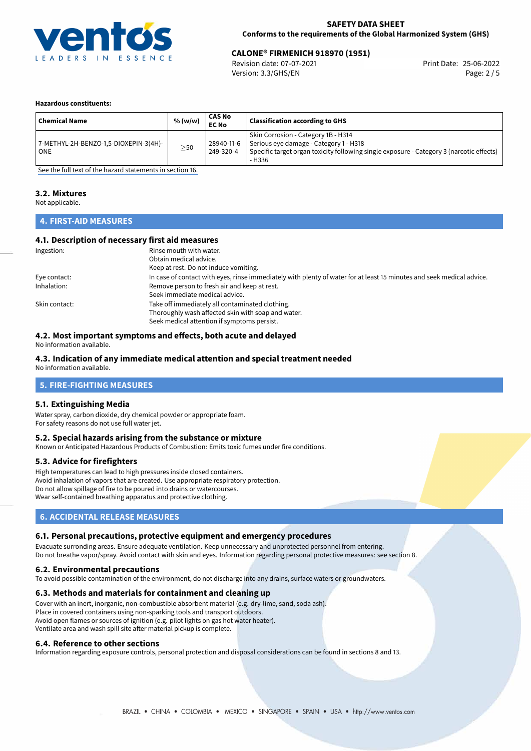**Hazardous constituents:**

| Chemical Name | % (w/w) | CAS No EC No | Classification according to GHS |
|---|---|---|---|
| 7-METHYL-2H-BENZO-1,5-DIOXEPIN-3(4H)-ONE | $\geq$50 | 28940-11-6 249-320-4 | Skin Corrosion - Category 1B - H314 Serious eye damage - Category 1 - H318 Specific target organ toxicity following single exposure - Category 3 (narcotic effects) - H336 |

See the full text of the hazard statements in section 16.

### 3.2. Mixtures

Not applicable.

## 4. FIRST-AID MEASURES

### 4.1. Description of necessary first aid measures

Ingestion: Rinse mouth with water.
Obtain medical advice.
Keep at rest. Do not induce vomiting.

Eye contact: In case of contact with eyes, rinse immediately with plenty of water for at least 15 minutes and seek medical advice.

Inhalation: Remove person to fresh air and keep at rest.
Seek immediate medical advice.

Skin contact: Take off immediately all contaminated clothing.
Thoroughly wash affected skin with soap and water.
Seek medical attention if symptoms persist.

### 4.2. Most important symptoms and effects, both acute and delayed

No information available.

### 4.3. Indication of any immediate medical attention and special treatment needed

No information available.

## 5. FIRE-FIGHTING MEASURES

### 5.1. Extinguishing Media

Water spray, carbon dioxide, dry chemical powder or appropriate foam.
For safety reasons do not use full water jet.

### 5.2. Special hazards arising from the substance or mixture

Known or Anticipated Hazardous Products of Combustion: Emits toxic fumes under fire conditions.

### 5.3. Advice for firefighters

High temperatures can lead to high pressures inside closed containers.
Avoid inhalation of vapors that are created. Use appropriate respiratory protection.
Do not allow spillage of fire to be poured into drains or watercourses.
Wear self-contained breathing apparatus and protective clothing.

## 6. ACCIDENTAL RELEASE MEASURES

### 6.1. Personal precautions, protective equipment and emergency procedures

Evacuate surronding areas. Ensure adequate ventilation. Keep unnecessary and unprotected personnel from entering.
Do not breathe vapor/spray. Avoid contact with skin and eyes. Information regarding personal protective measures: see section 8.

### 6.2. Environmental precautions

To avoid possible contamination of the environment, do not discharge into any drains, surface waters or groundwaters.

### 6.3. Methods and materials for containment and cleaning up

Cover with an inert, inorganic, non-combustible absorbent material (e.g. dry-lime, sand, soda ash).
Place in covered containers using non-sparking tools and transport outdoors.
Avoid open flames or sources of ignition (e.g. pilot lights on gas hot water heater).
Ventilate area and wash spill site after material pickup is complete.

### 6.4. Reference to other sections

Information regarding exposure controls, personal protection and disposal considerations can be found in sections 8 and 13.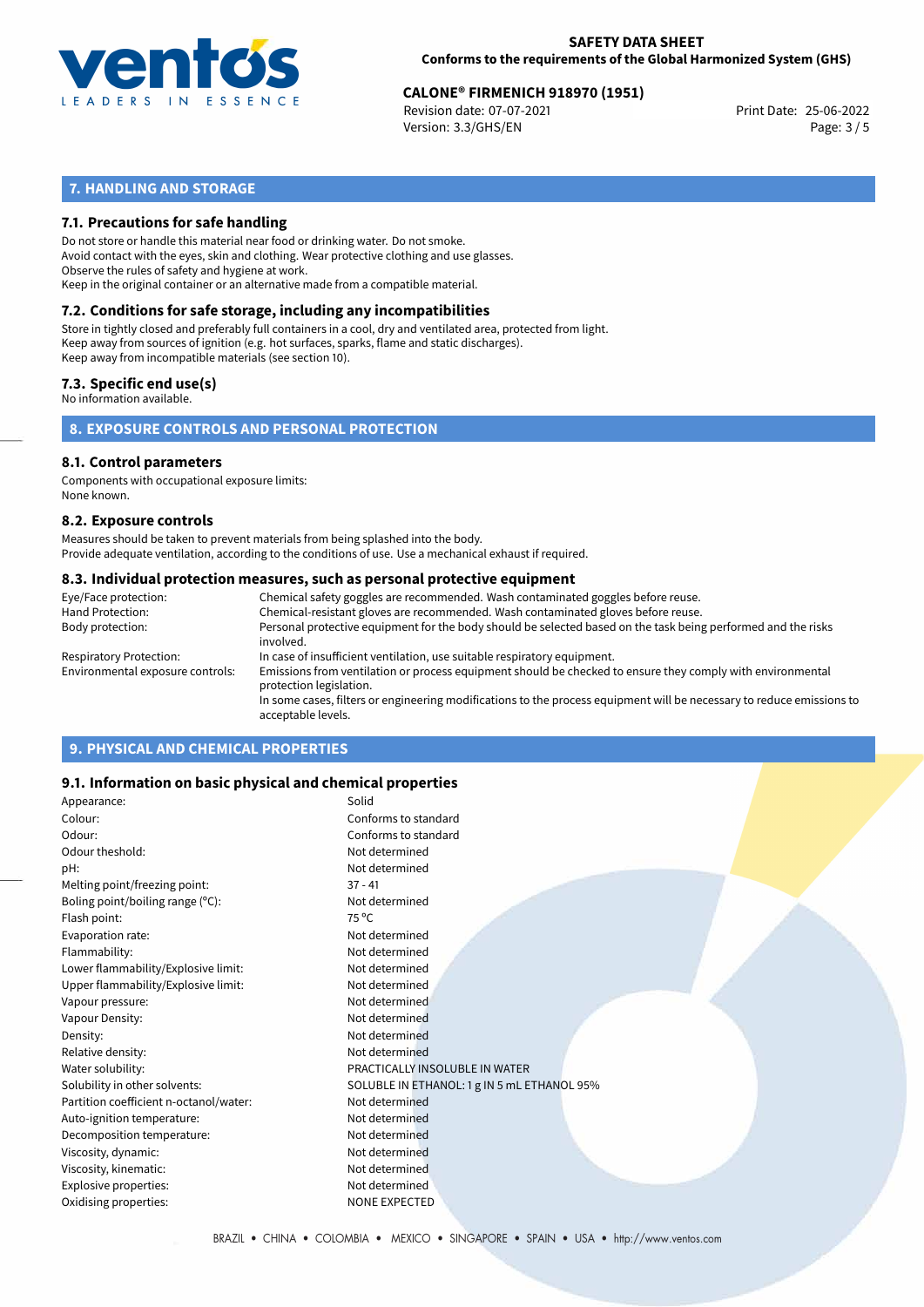## 7. HANDLING AND STORAGE

### 7.1. Precautions for safe handling

Do not store or handle this material near food or drinking water. Do not smoke.
Avoid contact with the eyes, skin and clothing. Wear protective clothing and use glasses.
Observe the rules of safety and hygiene at work.
Keep in the original container or an alternative made from a compatible material.

### 7.2. Conditions for safe storage, including any incompatibilities

Store in tightly closed and preferably full containers in a cool, dry and ventilated area, protected from light.
Keep away from sources of ignition (e.g. hot surfaces, sparks, flame and static discharges).
Keep away from incompatible materials (see section 10).

### 7.3. Specific end use(s)

No information available.

## 8. EXPOSURE CONTROLS AND PERSONAL PROTECTION

### 8.1. Control parameters

Components with occupational exposure limits:
None known.

### 8.2. Exposure controls

Measures should be taken to prevent materials from being splashed into the body.
Provide adequate ventilation, according to the conditions of use. Use a mechanical exhaust if required.

### 8.3. Individual protection measures, such as personal protective equipment

| | |
|---|---|
| Eye/Face protection: | Chemical safety goggles are recommended. Wash contaminated goggles before reuse. |
| Hand Protection: | Chemical-resistant gloves are recommended. Wash contaminated gloves before reuse. |
| Body protection: | Personal protective equipment for the body should be selected based on the task being performed and the risks involved. |
| Respiratory Protection: | In case of insufficient ventilation, use suitable respiratory equipment. |
| Environmental exposure controls: | Emissions from ventilation or process equipment should be checked to ensure they comply with environmental protection legislation. In some cases, filters or engineering modifications to the process equipment will be necessary to reduce emissions to acceptable levels. |

## 9. PHYSICAL AND CHEMICAL PROPERTIES

### 9.1. Information on basic physical and chemical properties

| | |
|---|---|
| Appearance: | Solid |
| Colour: | Conforms to standard |
| Odour: | Conforms to standard |
| Odour theshold: | Not determined |
| pH: | Not determined |
| Melting point/freezing point: | 37 - 41 |
| Boling point/boiling range (°C): | Not determined |
| Flash point: | 75 °C |
| Evaporation rate: | Not determined |
| Flammability: | Not determined |
| Lower flammability/Explosive limit: | Not determined |
| Upper flammability/Explosive limit: | Not determined |
| Vapour pressure: | Not determined |
| Vapour Density: | Not determined |
| Density: | Not determined |
| Relative density: | Not determined |
| Water solubility: | PRACTICALLY INSOLUBLE IN WATER |
| Solubility in other solvents: | SOLUBLE IN ETHANOL: 1 g IN 5 mL ETHANOL 95% |
| Partition coefficient n-octanol/water: | Not determined |
| Auto-ignition temperature: | Not determined |
| Decomposition temperature: | Not determined |
| Viscosity, dynamic: | Not determined |
| Viscosity, kinematic: | Not determined |
| Explosive properties: | Not determined |
| Oxidising properties: | NONE EXPECTED |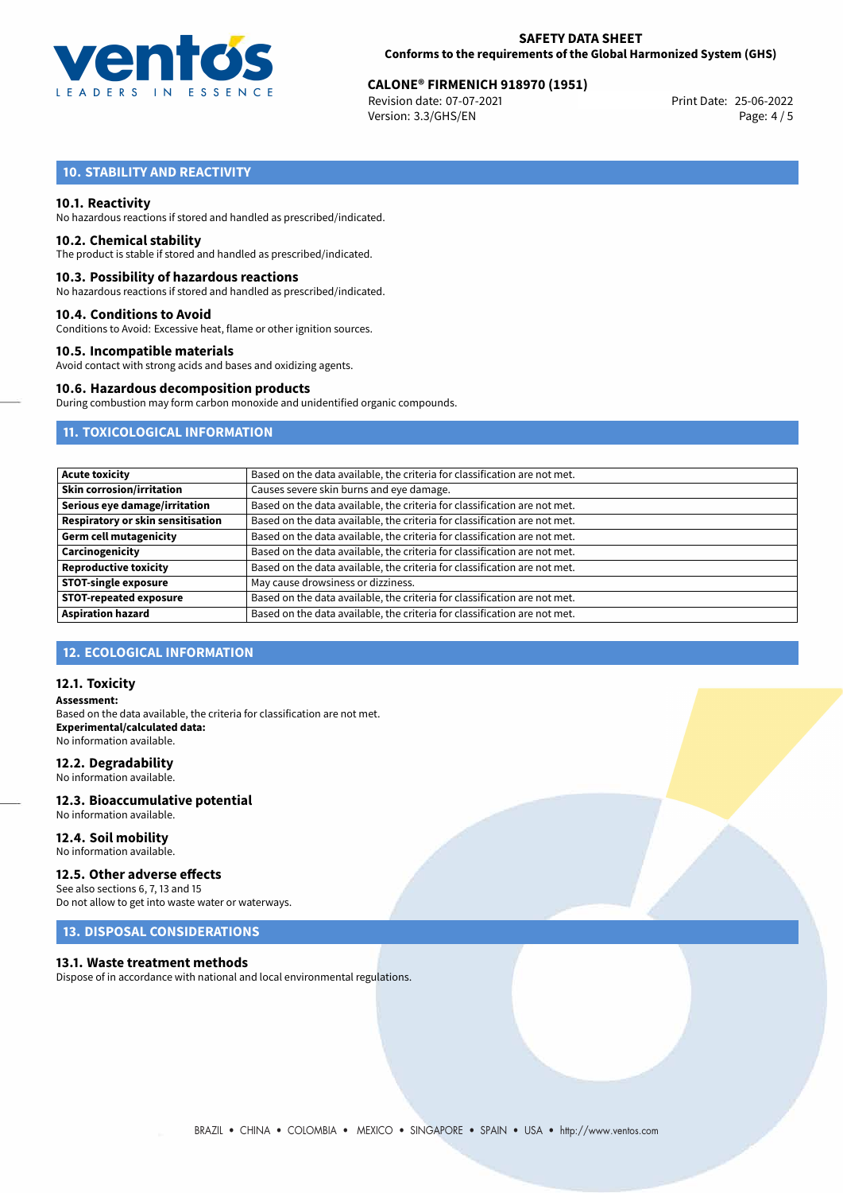## 10. STABILITY AND REACTIVITY

### 10.1. Reactivity
No hazardous reactions if stored and handled as prescribed/indicated.

### 10.2. Chemical stability
The product is stable if stored and handled as prescribed/indicated.

### 10.3. Possibility of hazardous reactions
No hazardous reactions if stored and handled as prescribed/indicated.

### 10.4. Conditions to Avoid
Conditions to Avoid: Excessive heat, flame or other ignition sources.

### 10.5. Incompatible materials
Avoid contact with strong acids and bases and oxidizing agents.

### 10.6. Hazardous decomposition products
During combustion may form carbon monoxide and unidentified organic compounds.

## 11. TOXICOLOGICAL INFORMATION

| | |
|---|---|
| **Acute toxicity** | Based on the data available, the criteria for classification are not met. |
| **Skin corrosion/irritation** | Causes severe skin burns and eye damage. |
| **Serious eye damage/irritation** | Based on the data available, the criteria for classification are not met. |
| **Respiratory or skin sensitisation** | Based on the data available, the criteria for classification are not met. |
| **Germ cell mutagenicity** | Based on the data available, the criteria for classification are not met. |
| **Carcinogenicity** | Based on the data available, the criteria for classification are not met. |
| **Reproductive toxicity** | Based on the data available, the criteria for classification are not met. |
| **STOT-single exposure** | May cause drowsiness or dizziness. |
| **STOT-repeated exposure** | Based on the data available, the criteria for classification are not met. |
| **Aspiration hazard** | Based on the data available, the criteria for classification are not met. |

## 12. ECOLOGICAL INFORMATION

### 12.1. Toxicity
**Assessment:**
Based on the data available, the criteria for classification are not met.
**Experimental/calculated data:**
No information available.

### 12.2. Degradability
No information available.

### 12.3. Bioaccumulative potential
No information available.

### 12.4. Soil mobility
No information available.

### 12.5. Other adverse effects
See also sections 6, 7, 13 and 15
Do not allow to get into waste water or waterways.

## 13. DISPOSAL CONSIDERATIONS

### 13.1. Waste treatment methods
Dispose of in accordance with national and local environmental regulations.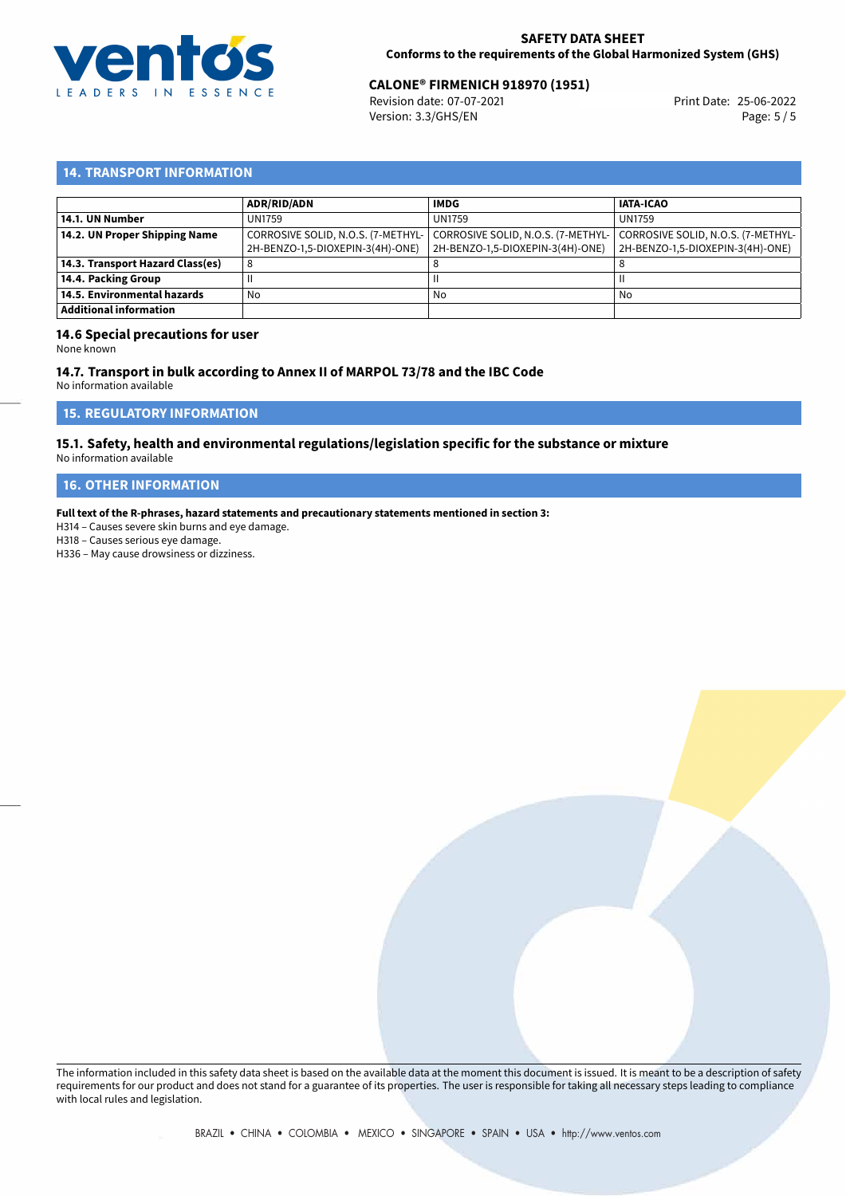## 14. TRANSPORT INFORMATION

| | ADR/RID/ADN | IMDG | IATA-ICAO |
|---|---|---|---|
| **14.1. UN Number** | UN1759 | UN1759 | UN1759 |
| **14.2. UN Proper Shipping Name** | CORROSIVE SOLID, N.O.S. (7-METHYL-2H-BENZO-1,5-DIOXEPIN-3(4H)-ONE) | CORROSIVE SOLID, N.O.S. (7-METHYL-2H-BENZO-1,5-DIOXEPIN-3(4H)-ONE) | CORROSIVE SOLID, N.O.S. (7-METHYL-2H-BENZO-1,5-DIOXEPIN-3(4H)-ONE) |
| **14.3. Transport Hazard Class(es)** | 8 | 8 | 8 |
| **14.4. Packing Group** | II | II | II |
| **14.5. Environmental hazards** | No | No | No |
| **Additional information** | | | |

### 14.6 Special precautions for user

None known

### 14.7. Transport in bulk according to Annex II of MARPOL 73/78 and the IBC Code

No information available

## 15. REGULATORY INFORMATION

### 15.1. Safety, health and environmental regulations/legislation specific for the substance or mixture

No information available

## 16. OTHER INFORMATION

**Full text of the R-phrases, hazard statements and precautionary statements mentioned in section 3:**

H314 – Causes severe skin burns and eye damage.
H318 – Causes serious eye damage.
H336 – May cause drowsiness or dizziness.

The information included in this safety data sheet is based on the available data at the moment this document is issued. It is meant to be a description of safety requirements for our product and does not stand for a guarantee of its properties. The user is responsible for taking all necessary steps leading to compliance with local rules and legislation.